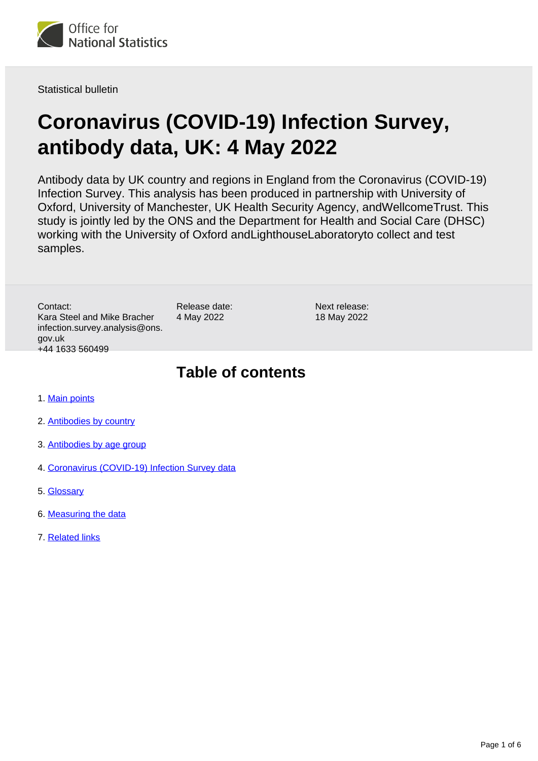Statistical bulletin

# Coronavirus (COVID-19) Infection Survey, antibody data, UK: 4 May 2022

Antibody data by UK country and regions in England from the Coronavirus (COVID-19) Infection Survey. This analysis has been produced in partnership with University of Oxford, University of Manchester, UK Health Security Agency, andWellcomeTrust. This study is jointly led by the ONS and the Department for Health and Social Care (DHSC) working with the University of Oxford andLighthouseLaboratoryto collect and test samples.

Contact:
Kara Steel and Mike Bracher
infection.survey.analysis@ons.gov.uk
+44 1633 560499

Release date:
4 May 2022

Next release:
18 May 2022

## Table of contents

1. Main points
2. Antibodies by country
3. Antibodies by age group
4. Coronavirus (COVID-19) Infection Survey data
5. Glossary
6. Measuring the data
7. Related links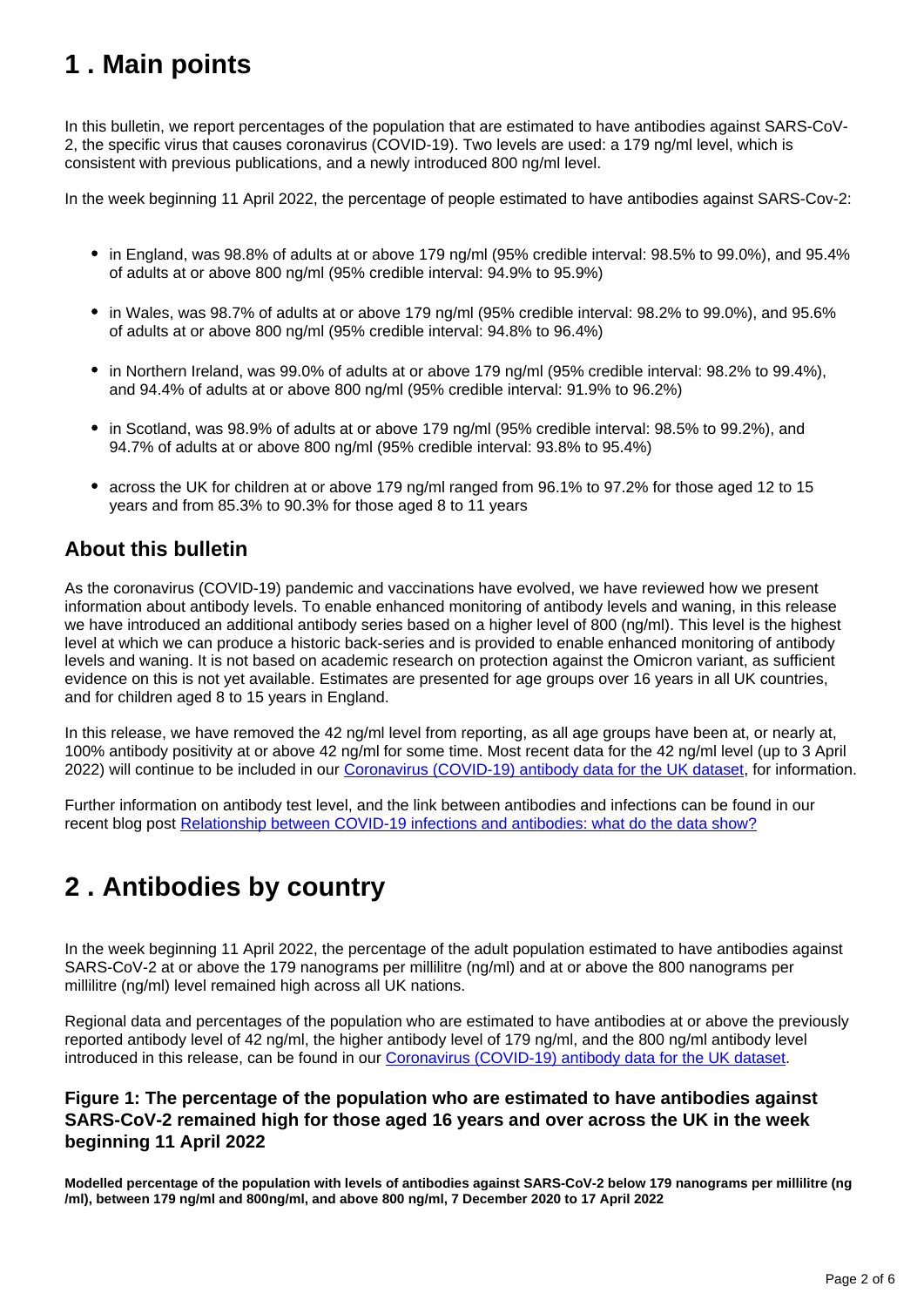## 1 . Main points

In this bulletin, we report percentages of the population that are estimated to have antibodies against SARS-CoV-2, the specific virus that causes coronavirus (COVID-19). Two levels are used: a 179 ng/ml level, which is consistent with previous publications, and a newly introduced 800 ng/ml level.

In the week beginning 11 April 2022, the percentage of people estimated to have antibodies against SARS-Cov-2:

- in England, was 98.8% of adults at or above 179 ng/ml (95% credible interval: 98.5% to 99.0%), and 95.4% of adults at or above 800 ng/ml (95% credible interval: 94.9% to 95.9%)
- in Wales, was 98.7% of adults at or above 179 ng/ml (95% credible interval: 98.2% to 99.0%), and 95.6% of adults at or above 800 ng/ml (95% credible interval: 94.8% to 96.4%)
- in Northern Ireland, was 99.0% of adults at or above 179 ng/ml (95% credible interval: 98.2% to 99.4%), and 94.4% of adults at or above 800 ng/ml (95% credible interval: 91.9% to 96.2%)
- in Scotland, was 98.9% of adults at or above 179 ng/ml (95% credible interval: 98.5% to 99.2%), and 94.7% of adults at or above 800 ng/ml (95% credible interval: 93.8% to 95.4%)
- across the UK for children at or above 179 ng/ml ranged from 96.1% to 97.2% for those aged 12 to 15 years and from 85.3% to 90.3% for those aged 8 to 11 years

### About this bulletin

As the coronavirus (COVID-19) pandemic and vaccinations have evolved, we have reviewed how we present information about antibody levels. To enable enhanced monitoring of antibody levels and waning, in this release we have introduced an additional antibody series based on a higher level of 800 (ng/ml). This level is the highest level at which we can produce a historic back-series and is provided to enable enhanced monitoring of antibody levels and waning. It is not based on academic research on protection against the Omicron variant, as sufficient evidence on this is not yet available. Estimates are presented for age groups over 16 years in all UK countries, and for children aged 8 to 15 years in England.

In this release, we have removed the 42 ng/ml level from reporting, as all age groups have been at, or nearly at, 100% antibody positivity at or above 42 ng/ml for some time. Most recent data for the 42 ng/ml level (up to 3 April 2022) will continue to be included in our Coronavirus (COVID-19) antibody data for the UK dataset, for information.

Further information on antibody test level, and the link between antibodies and infections can be found in our recent blog post Relationship between COVID-19 infections and antibodies: what do the data show?

## 2 . Antibodies by country

In the week beginning 11 April 2022, the percentage of the adult population estimated to have antibodies against SARS-CoV-2 at or above the 179 nanograms per millilitre (ng/ml) and at or above the 800 nanograms per millilitre (ng/ml) level remained high across all UK nations.

Regional data and percentages of the population who are estimated to have antibodies at or above the previously reported antibody level of 42 ng/ml, the higher antibody level of 179 ng/ml, and the 800 ng/ml antibody level introduced in this release, can be found in our Coronavirus (COVID-19) antibody data for the UK dataset.

### Figure 1: The percentage of the population who are estimated to have antibodies against SARS-CoV-2 remained high for those aged 16 years and over across the UK in the week beginning 11 April 2022

**Modelled percentage of the population with levels of antibodies against SARS-CoV-2 below 179 nanograms per millilitre (ng /ml), between 179 ng/ml and 800ng/ml, and above 800 ng/ml, 7 December 2020 to 17 April 2022**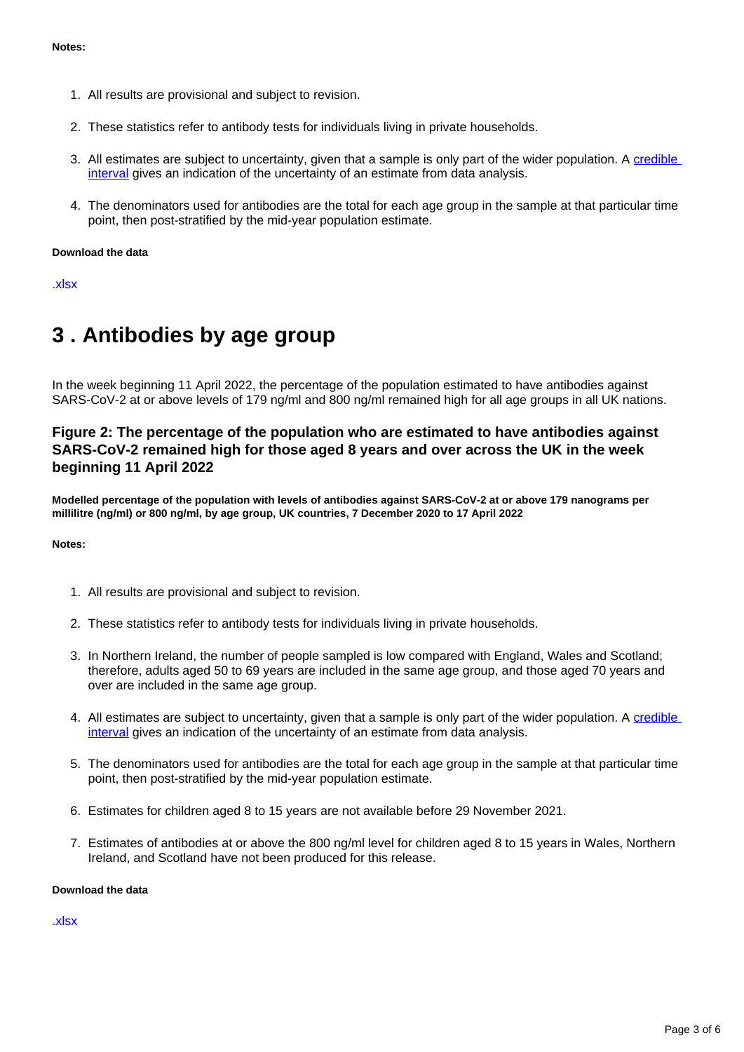**Notes:**

1. All results are provisional and subject to revision.

2. These statistics refer to antibody tests for individuals living in private households.

3. All estimates are subject to uncertainty, given that a sample is only part of the wider population. A credible interval gives an indication of the uncertainty of an estimate from data analysis.

4. The denominators used for antibodies are the total for each age group in the sample at that particular time point, then post-stratified by the mid-year population estimate.

**Download the data**

.xlsx

# 3 . Antibodies by age group

In the week beginning 11 April 2022, the percentage of the population estimated to have antibodies against SARS-CoV-2 at or above levels of 179 ng/ml and 800 ng/ml remained high for all age groups in all UK nations.

### Figure 2: The percentage of the population who are estimated to have antibodies against SARS-CoV-2 remained high for those aged 8 years and over across the UK in the week beginning 11 April 2022

**Modelled percentage of the population with levels of antibodies against SARS-CoV-2 at or above 179 nanograms per millilitre (ng/ml) or 800 ng/ml, by age group, UK countries, 7 December 2020 to 17 April 2022**

**Notes:**

1. All results are provisional and subject to revision.

2. These statistics refer to antibody tests for individuals living in private households.

3. In Northern Ireland, the number of people sampled is low compared with England, Wales and Scotland; therefore, adults aged 50 to 69 years are included in the same age group, and those aged 70 years and over are included in the same age group.

4. All estimates are subject to uncertainty, given that a sample is only part of the wider population. A credible interval gives an indication of the uncertainty of an estimate from data analysis.

5. The denominators used for antibodies are the total for each age group in the sample at that particular time point, then post-stratified by the mid-year population estimate.

6. Estimates for children aged 8 to 15 years are not available before 29 November 2021.

7. Estimates of antibodies at or above the 800 ng/ml level for children aged 8 to 15 years in Wales, Northern Ireland, and Scotland have not been produced for this release.

**Download the data**

.xlsx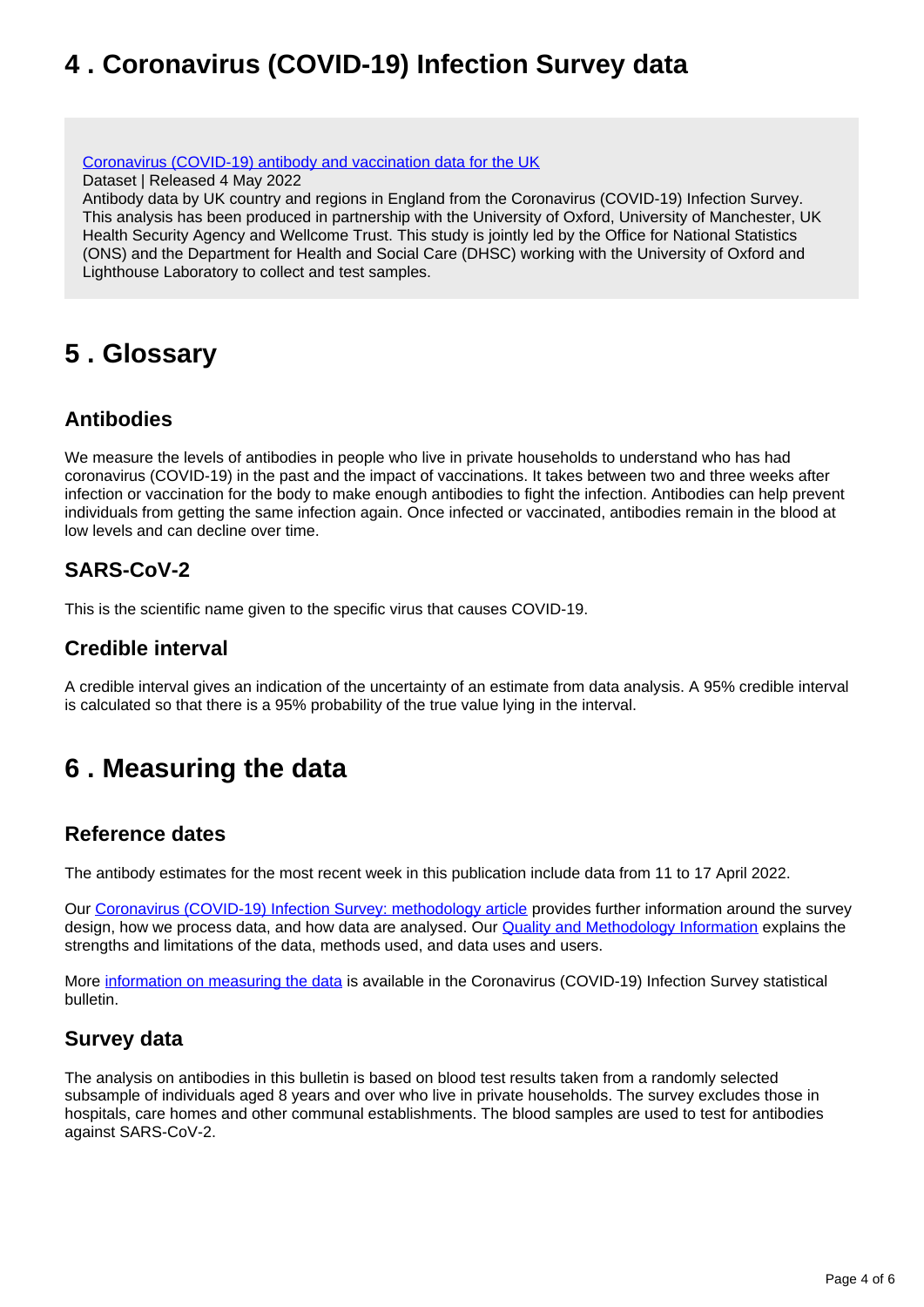## 4 . Coronavirus (COVID-19) Infection Survey data

[Coronavirus (COVID-19) antibody and vaccination data for the UK](#)
Dataset | Released 4 May 2022
Antibody data by UK country and regions in England from the Coronavirus (COVID-19) Infection Survey. This analysis has been produced in partnership with the University of Oxford, University of Manchester, UK Health Security Agency and Wellcome Trust. This study is jointly led by the Office for National Statistics (ONS) and the Department for Health and Social Care (DHSC) working with the University of Oxford and Lighthouse Laboratory to collect and test samples.

## 5 . Glossary

### Antibodies

We measure the levels of antibodies in people who live in private households to understand who has had coronavirus (COVID-19) in the past and the impact of vaccinations. It takes between two and three weeks after infection or vaccination for the body to make enough antibodies to fight the infection. Antibodies can help prevent individuals from getting the same infection again. Once infected or vaccinated, antibodies remain in the blood at low levels and can decline over time.

### SARS-CoV-2

This is the scientific name given to the specific virus that causes COVID-19.

### Credible interval

A credible interval gives an indication of the uncertainty of an estimate from data analysis. A 95% credible interval is calculated so that there is a 95% probability of the true value lying in the interval.

## 6 . Measuring the data

### Reference dates

The antibody estimates for the most recent week in this publication include data from 11 to 17 April 2022.

Our Coronavirus (COVID-19) Infection Survey: methodology article provides further information around the survey design, how we process data, and how data are analysed. Our Quality and Methodology Information explains the strengths and limitations of the data, methods used, and data uses and users.

More information on measuring the data is available in the Coronavirus (COVID-19) Infection Survey statistical bulletin.

### Survey data

The analysis on antibodies in this bulletin is based on blood test results taken from a randomly selected subsample of individuals aged 8 years and over who live in private households. The survey excludes those in hospitals, care homes and other communal establishments. The blood samples are used to test for antibodies against SARS-CoV-2.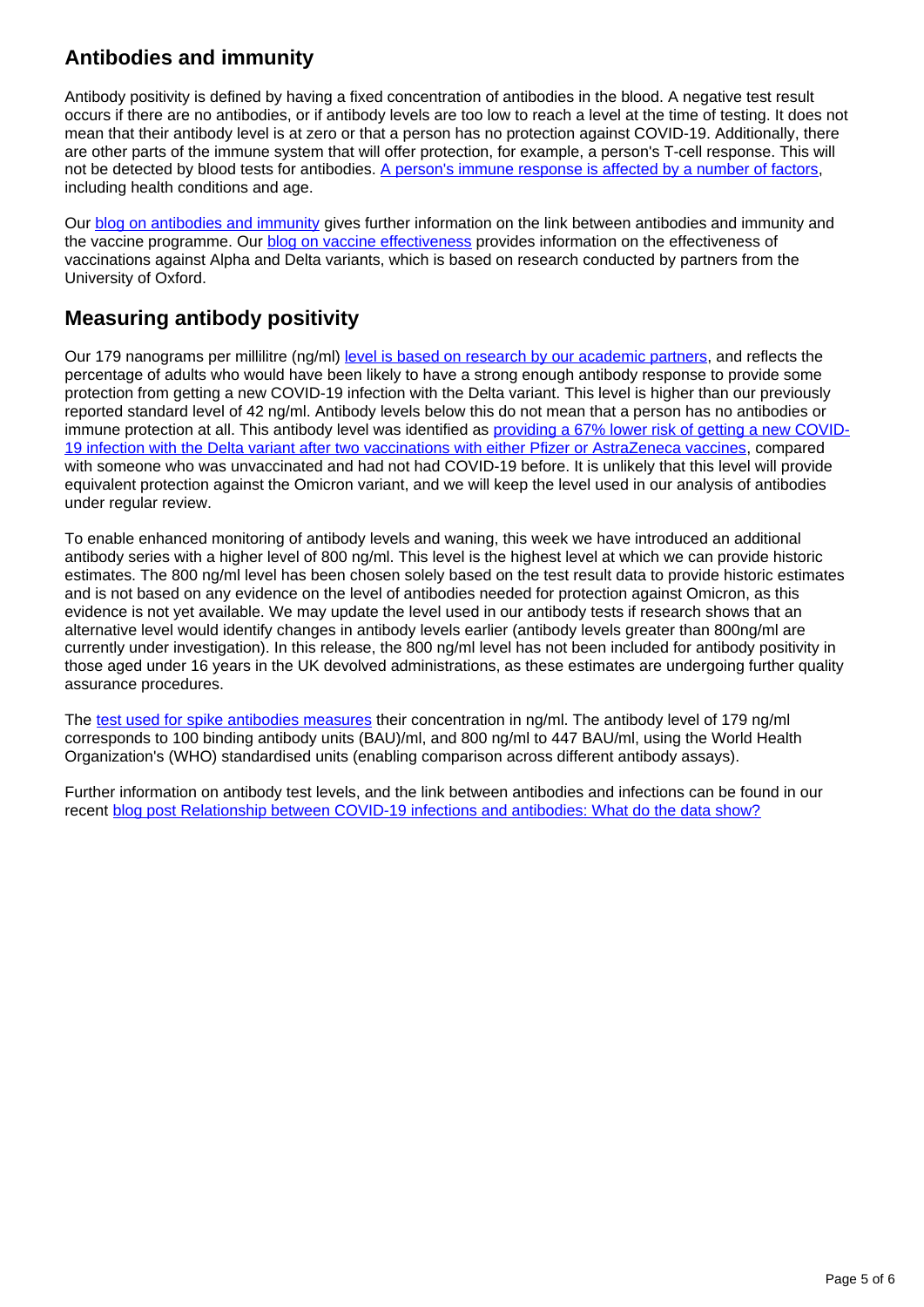## Antibodies and immunity

Antibody positivity is defined by having a fixed concentration of antibodies in the blood. A negative test result occurs if there are no antibodies, or if antibody levels are too low to reach a level at the time of testing. It does not mean that their antibody level is at zero or that a person has no protection against COVID-19. Additionally, there are other parts of the immune system that will offer protection, for example, a person's T-cell response. This will not be detected by blood tests for antibodies. [A person's immune response is affected by a number of factors](), including health conditions and age.

Our [blog on antibodies and immunity]() gives further information on the link between antibodies and immunity and the vaccine programme. Our [blog on vaccine effectiveness]() provides information on the effectiveness of vaccinations against Alpha and Delta variants, which is based on research conducted by partners from the University of Oxford.

## Measuring antibody positivity

Our 179 nanograms per millilitre (ng/ml) [level is based on research by our academic partners](), and reflects the percentage of adults who would have been likely to have a strong enough antibody response to provide some protection from getting a new COVID-19 infection with the Delta variant. This level is higher than our previously reported standard level of 42 ng/ml. Antibody levels below this do not mean that a person has no antibodies or immune protection at all. This antibody level was identified as [providing a 67% lower risk of getting a new COVID-19 infection with the Delta variant after two vaccinations with either Pfizer or AstraZeneca vaccines](), compared with someone who was unvaccinated and had not had COVID-19 before. It is unlikely that this level will provide equivalent protection against the Omicron variant, and we will keep the level used in our analysis of antibodies under regular review.

To enable enhanced monitoring of antibody levels and waning, this week we have introduced an additional antibody series with a higher level of 800 ng/ml. This level is the highest level at which we can provide historic estimates. The 800 ng/ml level has been chosen solely based on the test result data to provide historic estimates and is not based on any evidence on the level of antibodies needed for protection against Omicron, as this evidence is not yet available. We may update the level used in our antibody tests if research shows that an alternative level would identify changes in antibody levels earlier (antibody levels greater than 800ng/ml are currently under investigation). In this release, the 800 ng/ml level has not been included for antibody positivity in those aged under 16 years in the UK devolved administrations, as these estimates are undergoing further quality assurance procedures.

The [test used for spike antibodies measures]() their concentration in ng/ml. The antibody level of 179 ng/ml corresponds to 100 binding antibody units (BAU)/ml, and 800 ng/ml to 447 BAU/ml, using the World Health Organization's (WHO) standardised units (enabling comparison across different antibody assays).

Further information on antibody test levels, and the link between antibodies and infections can be found in our recent [blog post Relationship between COVID-19 infections and antibodies: What do the data show?]()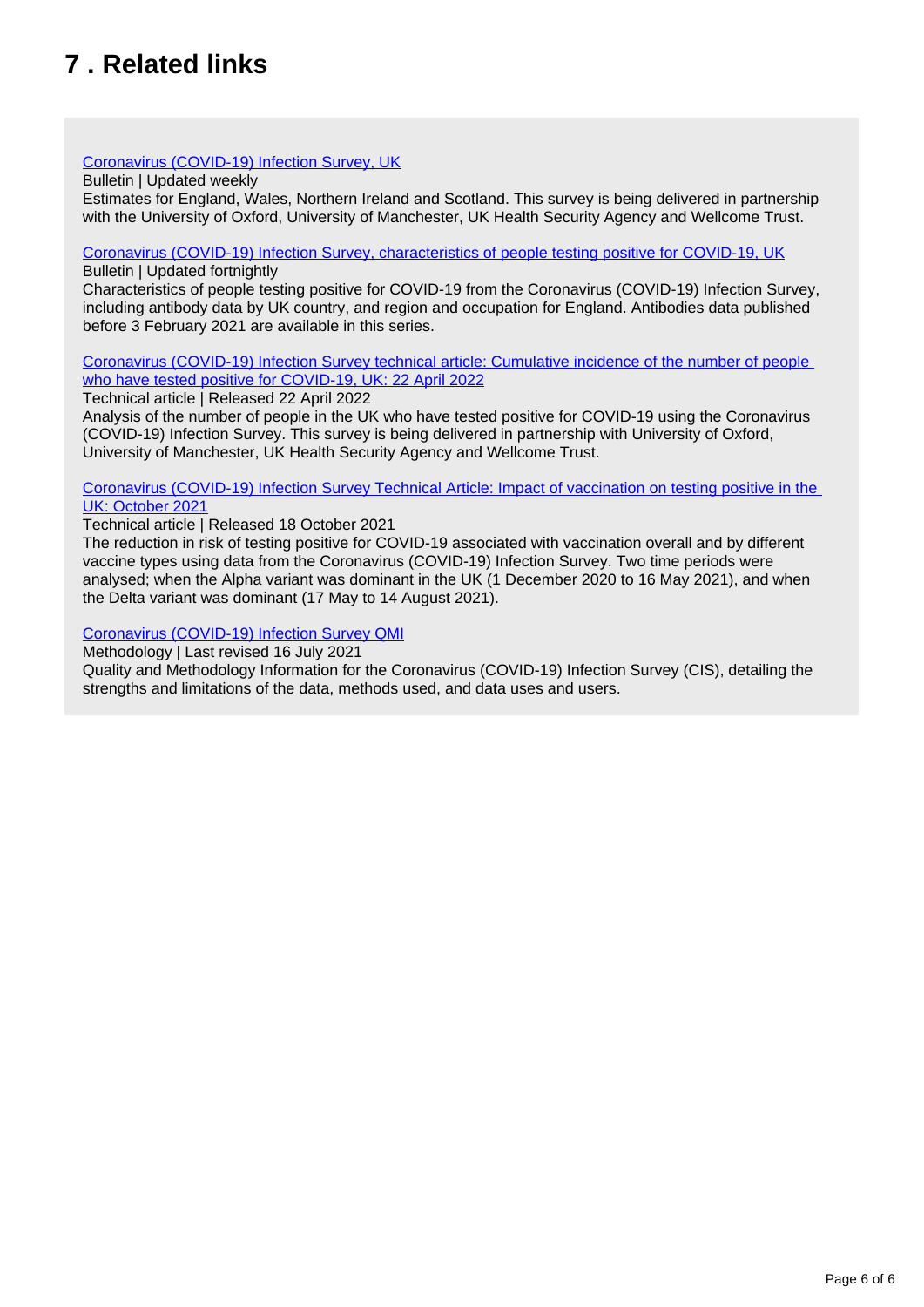## 7 . Related links

[Coronavirus (COVID-19) Infection Survey, UK]
Bulletin | Updated weekly
Estimates for England, Wales, Northern Ireland and Scotland. This survey is being delivered in partnership with the University of Oxford, University of Manchester, UK Health Security Agency and Wellcome Trust.

[Coronavirus (COVID-19) Infection Survey, characteristics of people testing positive for COVID-19, UK]
Bulletin | Updated fortnightly
Characteristics of people testing positive for COVID-19 from the Coronavirus (COVID-19) Infection Survey, including antibody data by UK country, and region and occupation for England. Antibodies data published before 3 February 2021 are available in this series.

[Coronavirus (COVID-19) Infection Survey technical article: Cumulative incidence of the number of people who have tested positive for COVID-19, UK: 22 April 2022]
Technical article | Released 22 April 2022
Analysis of the number of people in the UK who have tested positive for COVID-19 using the Coronavirus (COVID-19) Infection Survey. This survey is being delivered in partnership with University of Oxford, University of Manchester, UK Health Security Agency and Wellcome Trust.

[Coronavirus (COVID-19) Infection Survey Technical Article: Impact of vaccination on testing positive in the UK: October 2021]
Technical article | Released 18 October 2021
The reduction in risk of testing positive for COVID-19 associated with vaccination overall and by different vaccine types using data from the Coronavirus (COVID-19) Infection Survey. Two time periods were analysed; when the Alpha variant was dominant in the UK (1 December 2020 to 16 May 2021), and when the Delta variant was dominant (17 May to 14 August 2021).

[Coronavirus (COVID-19) Infection Survey QMI]
Methodology | Last revised 16 July 2021
Quality and Methodology Information for the Coronavirus (COVID-19) Infection Survey (CIS), detailing the strengths and limitations of the data, methods used, and data uses and users.